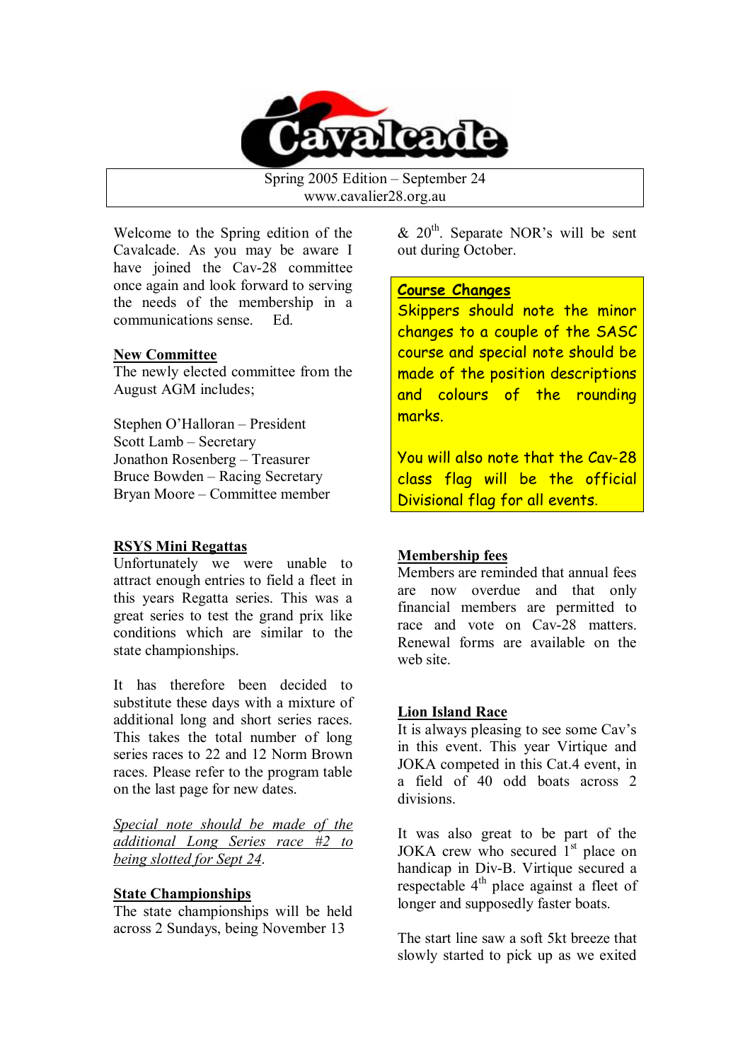# Cavalcade

Spring 2005 Edition – September 24
www.cavalier28.org.au

Welcome to the Spring edition of the Cavalcade. As you may be aware I have joined the Cav-28 committee once again and look forward to serving the needs of the membership in a communications sense. Ed.

## New Committee

The newly elected committee from the August AGM includes;

Stephen O'Halloran – President
Scott Lamb – Secretary
Jonathon Rosenberg – Treasurer
Bruce Bowden – Racing Secretary
Bryan Moore – Committee member

## RSYS Mini Regattas

Unfortunately we were unable to attract enough entries to field a fleet in this years Regatta series. This was a great series to test the grand prix like conditions which are similar to the state championships.

It has therefore been decided to substitute these days with a mixture of additional long and short series races. This takes the total number of long series races to 22 and 12 Norm Brown races. Please refer to the program table on the last page for new dates.

*Special note should be made of the additional Long Series race #2 to being slotted for Sept 24.*

## State Championships

The state championships will be held across 2 Sundays, being November 13 & 20th. Separate NOR's will be sent out during October.

## Course Changes

Skippers should note the minor changes to a couple of the SASC course and special note should be made of the position descriptions and colours of the rounding marks.

You will also note that the Cav-28 class flag will be the official Divisional flag for all events.

## Membership fees

Members are reminded that annual fees are now overdue and that only financial members are permitted to race and vote on Cav-28 matters. Renewal forms are available on the web site.

## Lion Island Race

It is always pleasing to see some Cav's in this event. This year Virtique and JOKA competed in this Cat.4 event, in a field of 40 odd boats across 2 divisions.

It was also great to be part of the JOKA crew who secured 1st place on handicap in Div-B. Virtique secured a respectable 4th place against a fleet of longer and supposedly faster boats.

The start line saw a soft 5kt breeze that slowly started to pick up as we exited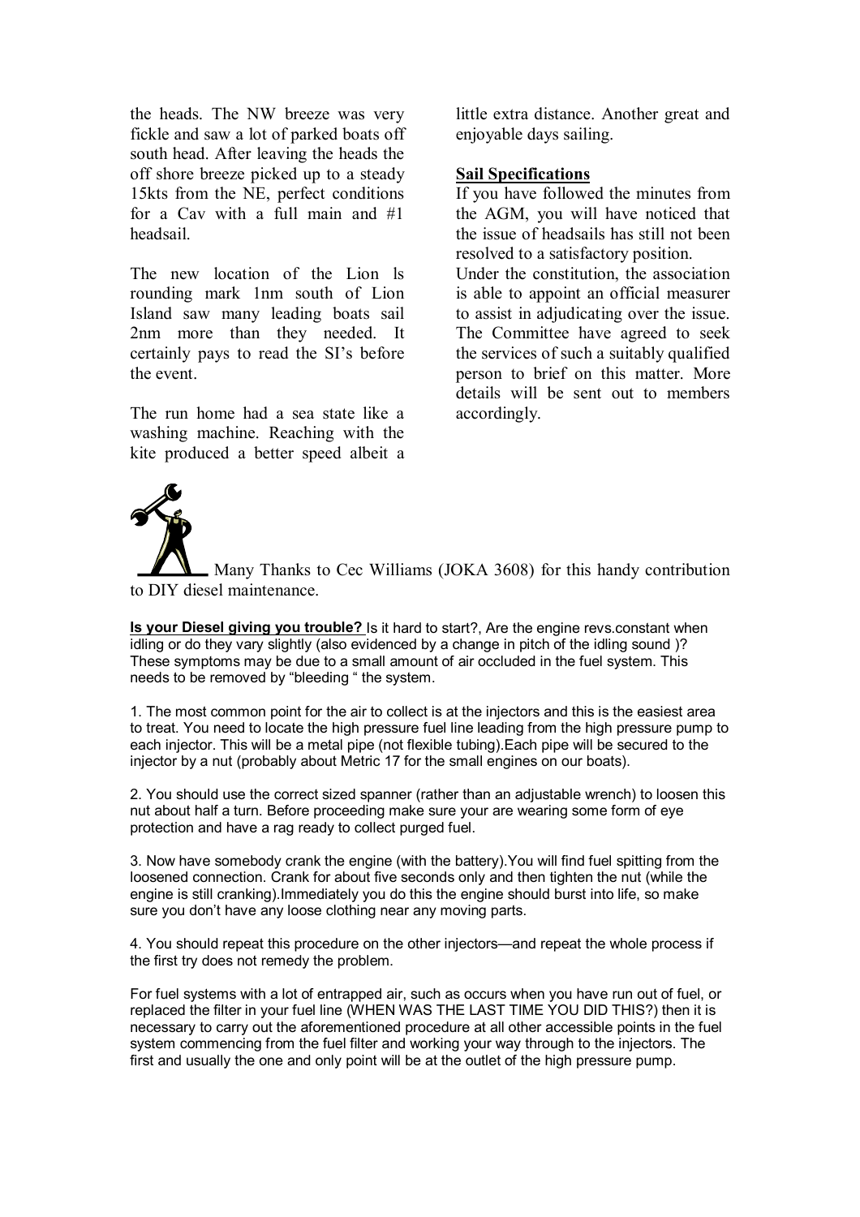the heads. The NW breeze was very fickle and saw a lot of parked boats off south head. After leaving the heads the off shore breeze picked up to a steady 15kts from the NE, perfect conditions for a Cav with a full main and #1 headsail.

The new location of the Lion ls rounding mark 1nm south of Lion Island saw many leading boats sail 2nm more than they needed. It certainly pays to read the SI's before the event.

The run home had a sea state like a washing machine. Reaching with the kite produced a better speed albeit a little extra distance. Another great and enjoyable days sailing.

**Sail Specifications**

If you have followed the minutes from the AGM, you will have noticed that the issue of headsails has still not been resolved to a satisfactory position.
Under the constitution, the association is able to appoint an official measurer to assist in adjudicating over the issue. The Committee have agreed to seek the services of such a suitably qualified person to brief on this matter. More details will be sent out to members accordingly.

Many Thanks to Cec Williams (JOKA 3608) for this handy contribution to DIY diesel maintenance.

**Is your Diesel giving you trouble?** Is it hard to start?, Are the engine revs.constant when idling or do they vary slightly (also evidenced by a change in pitch of the idling sound )? These symptoms may be due to a small amount of air occluded in the fuel system. This needs to be removed by "bleeding " the system.

1. The most common point for the air to collect is at the injectors and this is the easiest area to treat. You need to locate the high pressure fuel line leading from the high pressure pump to each injector. This will be a metal pipe (not flexible tubing).Each pipe will be secured to the injector by a nut (probably about Metric 17 for the small engines on our boats).

2. You should use the correct sized spanner (rather than an adjustable wrench) to loosen this nut about half a turn. Before proceeding make sure your are wearing some form of eye protection and have a rag ready to collect purged fuel.

3. Now have somebody crank the engine (with the battery).You will find fuel spitting from the loosened connection. Crank for about five seconds only and then tighten the nut (while the engine is still cranking).Immediately you do this the engine should burst into life, so make sure you don't have any loose clothing near any moving parts.

4. You should repeat this procedure on the other injectors—and repeat the whole process if the first try does not remedy the problem.

For fuel systems with a lot of entrapped air, such as occurs when you have run out of fuel, or replaced the filter in your fuel line (WHEN WAS THE LAST TIME YOU DID THIS?) then it is necessary to carry out the aforementioned procedure at all other accessible points in the fuel system commencing from the fuel filter and working your way through to the injectors. The first and usually the one and only point will be at the outlet of the high pressure pump.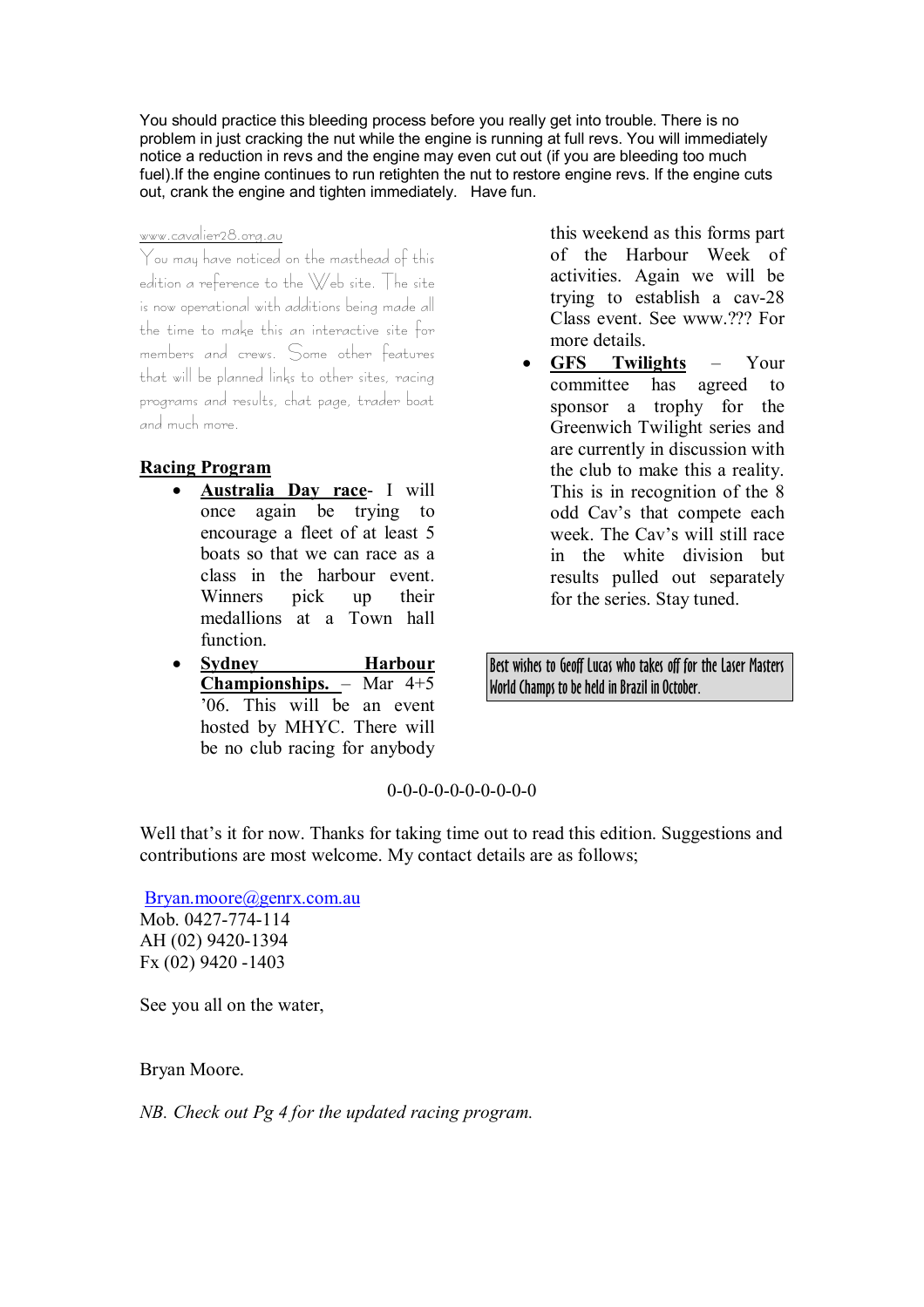You should practice this bleeding process before you really get into trouble. There is no problem in just cracking the nut while the engine is running at full revs. You will immediately notice a reduction in revs and the engine may even cut out (if you are bleeding too much fuel).If the engine continues to run retighten the nut to restore engine revs. If the engine cuts out, crank the engine and tighten immediately.   Have fun.

www.cavalier28.org.au

You may have noticed on the masthead of this edition a reference to the Web site. The site is now operational with additions being made all the time to make this an interactive site for members and crews. Some other features that will be planned links to other sites, racing programs and results, chat page, trader boat and much more.

**Racing Program**

- **Australia Day race**- I will once again be trying to encourage a fleet of at least 5 boats so that we can race as a class in the harbour event. Winners pick up their medallions at a Town hall function.
- **Sydney Harbour Championships.** – Mar 4+5 '06. This will be an event hosted by MHYC. There will be no club racing for anybody this weekend as this forms part of the Harbour Week of activities. Again we will be trying to establish a cav-28 Class event. See www.??? For more details.
- **GFS Twilights** – Your committee has agreed to sponsor a trophy for the Greenwich Twilight series and are currently in discussion with the club to make this a reality. This is in recognition of the 8 odd Cav's that compete each week. The Cav's will still race in the white division but results pulled out separately for the series. Stay tuned.

Best wishes to Geoff Lucas who takes off for the Laser Masters World Champs to be held in Brazil in October.

0-0-0-0-0-0-0-0-0-0

Well that's it for now. Thanks for taking time out to read this edition. Suggestions and contributions are most welcome. My contact details are as follows;

Bryan.moore@genrx.com.au
Mob. 0427-774-114
AH (02) 9420-1394
Fx (02) 9420 -1403

See you all on the water,

Bryan Moore.

*NB. Check out Pg 4 for the updated racing program.*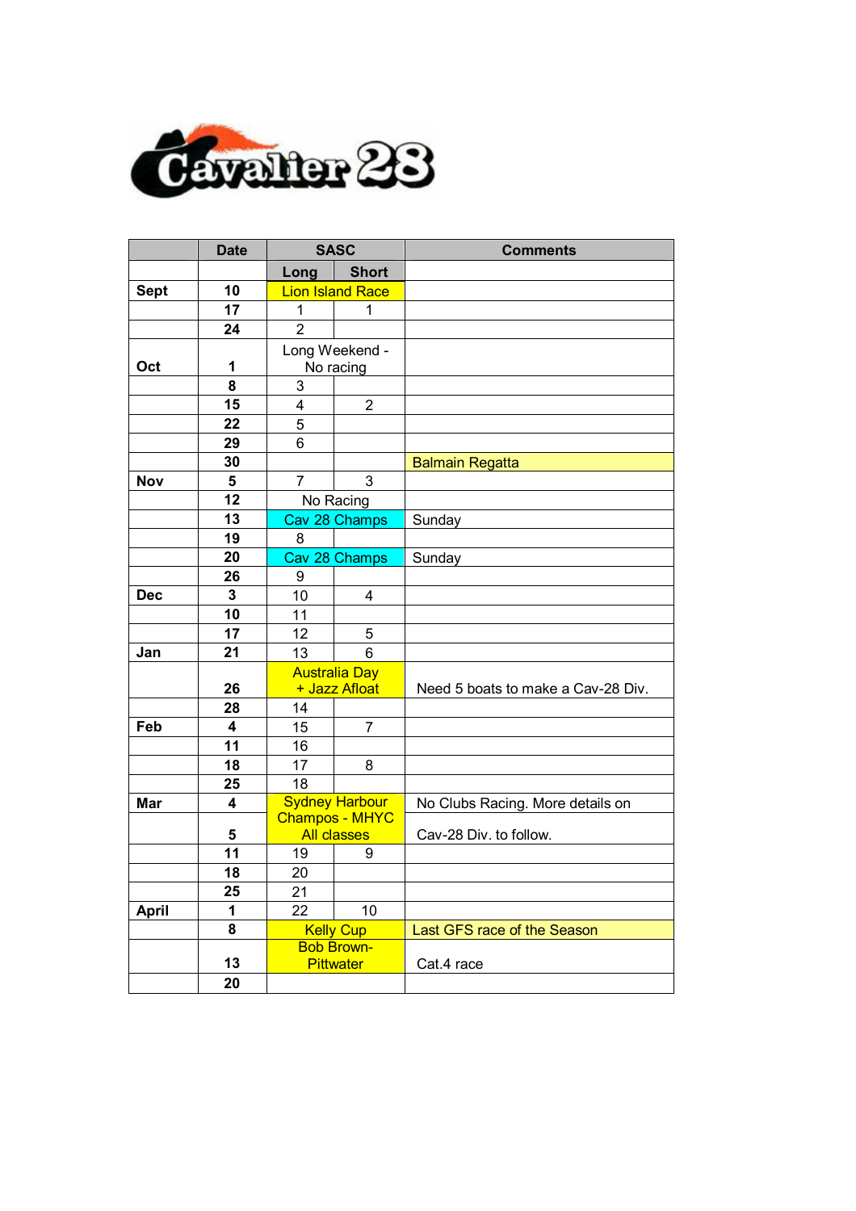# Cavalier 28

| | Date | SASC | | Comments |
|---|---|---|---|---|
| | | Long | Short | |
| Sept | 10 | Lion Island Race | | |
| | 17 | 1 | 1 | |
| | 24 | 2 | | |
| Oct | 1 | Long Weekend - No racing | | |
| | 8 | 3 | | |
| | 15 | 4 | 2 | |
| | 22 | 5 | | |
| | 29 | 6 | | |
| | 30 | | | Balmain Regatta |
| Nov | 5 | 7 | 3 | |
| | 12 | No Racing | | |
| | 13 | Cav 28 Champs | | Sunday |
| | 19 | 8 | | |
| | 20 | Cav 28 Champs | | Sunday |
| | 26 | 9 | | |
| Dec | 3 | 10 | 4 | |
| | 10 | 11 | | |
| | 17 | 12 | 5 | |
| Jan | 21 | 13 | 6 | |
| | 26 | Australia Day + Jazz Afloat | | Need 5 boats to make a Cav-28 Div. |
| | 28 | 14 | | |
| Feb | 4 | 15 | 7 | |
| | 11 | 16 | | |
| | 18 | 17 | 8 | |
| | 25 | 18 | | |
| Mar | 4 | Sydney Harbour Champos - MHYC All classes | | No Clubs Racing. More details on |
| | 5 | | | Cav-28 Div. to follow. |
| | 11 | 19 | 9 | |
| | 18 | 20 | | |
| | 25 | 21 | | |
| April | 1 | 22 | 10 | |
| | 8 | Kelly Cup | | Last GFS race of the Season |
| | 13 | Bob Brown- Pittwater | | Cat.4 race |
| | 20 | | | |